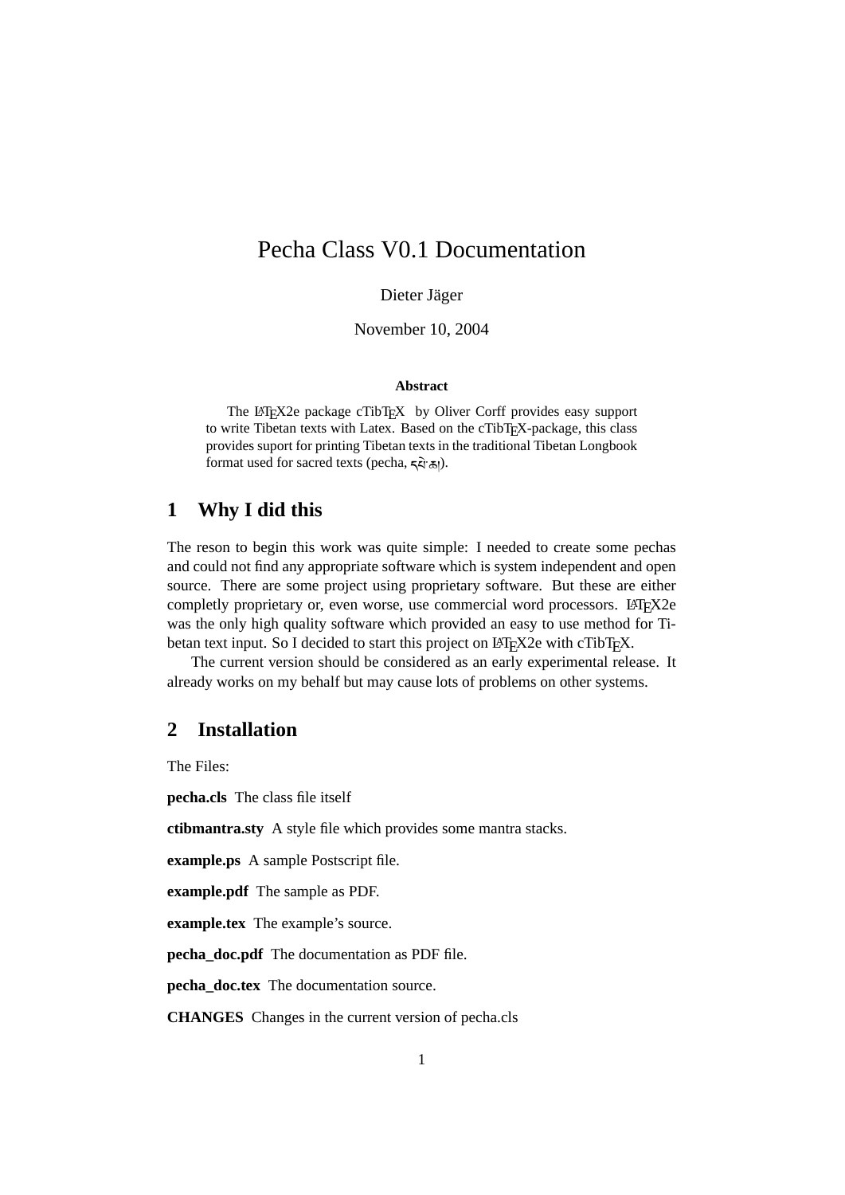# Pecha Class V0.1 Documentation

Dieter Jäger

November 10, 2004

**Abstract**

The LaTeX2e package cTibTeX by Oliver Corff provides easy support to write Tibetan texts with Latex. Based on the cTibTeX-package, this class provides suport for printing Tibetan texts in the traditional Tibetan Longbook format used for sacred texts (pecha, དཔེ་ཆ།).

## 1 Why I did this

The reson to begin this work was quite simple: I needed to create some pechas and could not find any appropriate software which is system independent and open source. There are some project using proprietary software. But these are either completly proprietary or, even worse, use commercial word processors. LaTeX2e was the only high quality software which provided an easy to use method for Tibetan text input. So I decided to start this project on LaTeX2e with cTibTeX.

The current version should be considered as an early experimental release. It already works on my behalf but may cause lots of problems on other systems.

## 2 Installation

The Files:

**pecha.cls** The class file itself

**ctibmantra.sty** A style file which provides some mantra stacks.

**example.ps** A sample Postscript file.

**example.pdf** The sample as PDF.

**example.tex** The example's source.

**pecha_doc.pdf** The documentation as PDF file.

**pecha_doc.tex** The documentation source.

**CHANGES** Changes in the current version of pecha.cls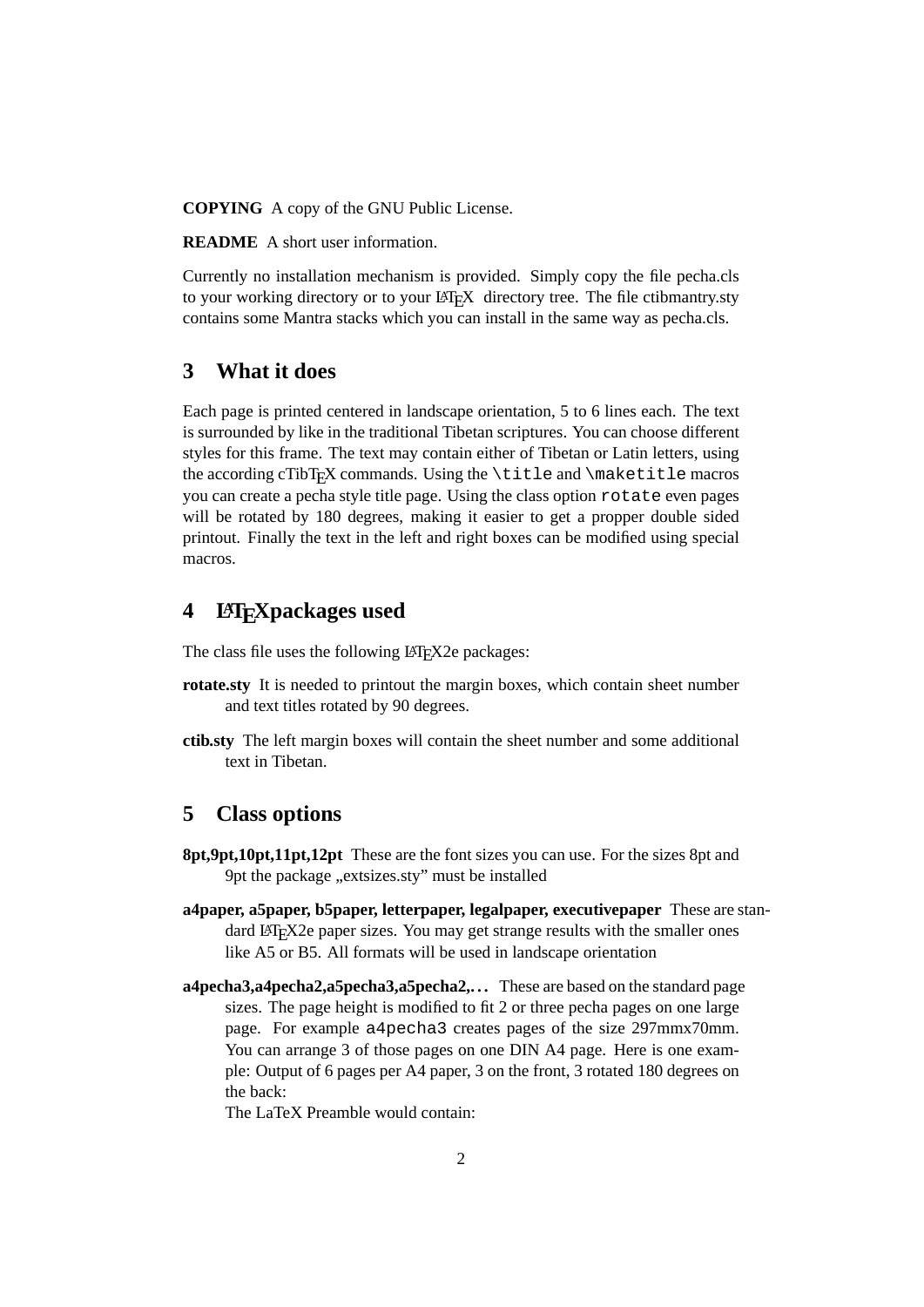**COPYING** A copy of the GNU Public License.

**README** A short user information.

Currently no installation mechanism is provided. Simply copy the file pecha.cls to your working directory or to your LaTeX directory tree. The file ctibmantry.sty contains some Mantra stacks which you can install in the same way as pecha.cls.

## 3 What it does

Each page is printed centered in landscape orientation, 5 to 6 lines each. The text is surrounded by like in the traditional Tibetan scriptures. You can choose different styles for this frame. The text may contain either of Tibetan or Latin letters, using the according cTibTeX commands. Using the `\title` and `\maketitle` macros you can create a pecha style title page. Using the class option `rotate` even pages will be rotated by 180 degrees, making it easier to get a propper double sided printout. Finally the text in the left and right boxes can be modified using special macros.

## 4 LaTeXpackages used

The class file uses the following LaTeX2e packages:

**rotate.sty** It is needed to printout the margin boxes, which contain sheet number and text titles rotated by 90 degrees.

**ctib.sty** The left margin boxes will contain the sheet number and some additional text in Tibetan.

## 5 Class options

**8pt,9pt,10pt,11pt,12pt** These are the font sizes you can use. For the sizes 8pt and 9pt the package „extsizes.sty" must be installed

**a4paper, a5paper, b5paper, letterpaper, legalpaper, executivepaper** These are standard LaTeX2e paper sizes. You may get strange results with the smaller ones like A5 or B5. All formats will be used in landscape orientation

**a4pecha3,a4pecha2,a5pecha3,a5pecha2,...** These are based on the standard page sizes. The page height is modified to fit 2 or three pecha pages on one large page. For example `a4pecha3` creates pages of the size 297mmx70mm. You can arrange 3 of those pages on one DIN A4 page. Here is one example: Output of 6 pages per A4 paper, 3 on the front, 3 rotated 180 degrees on the back:
The LaTeX Preamble would contain: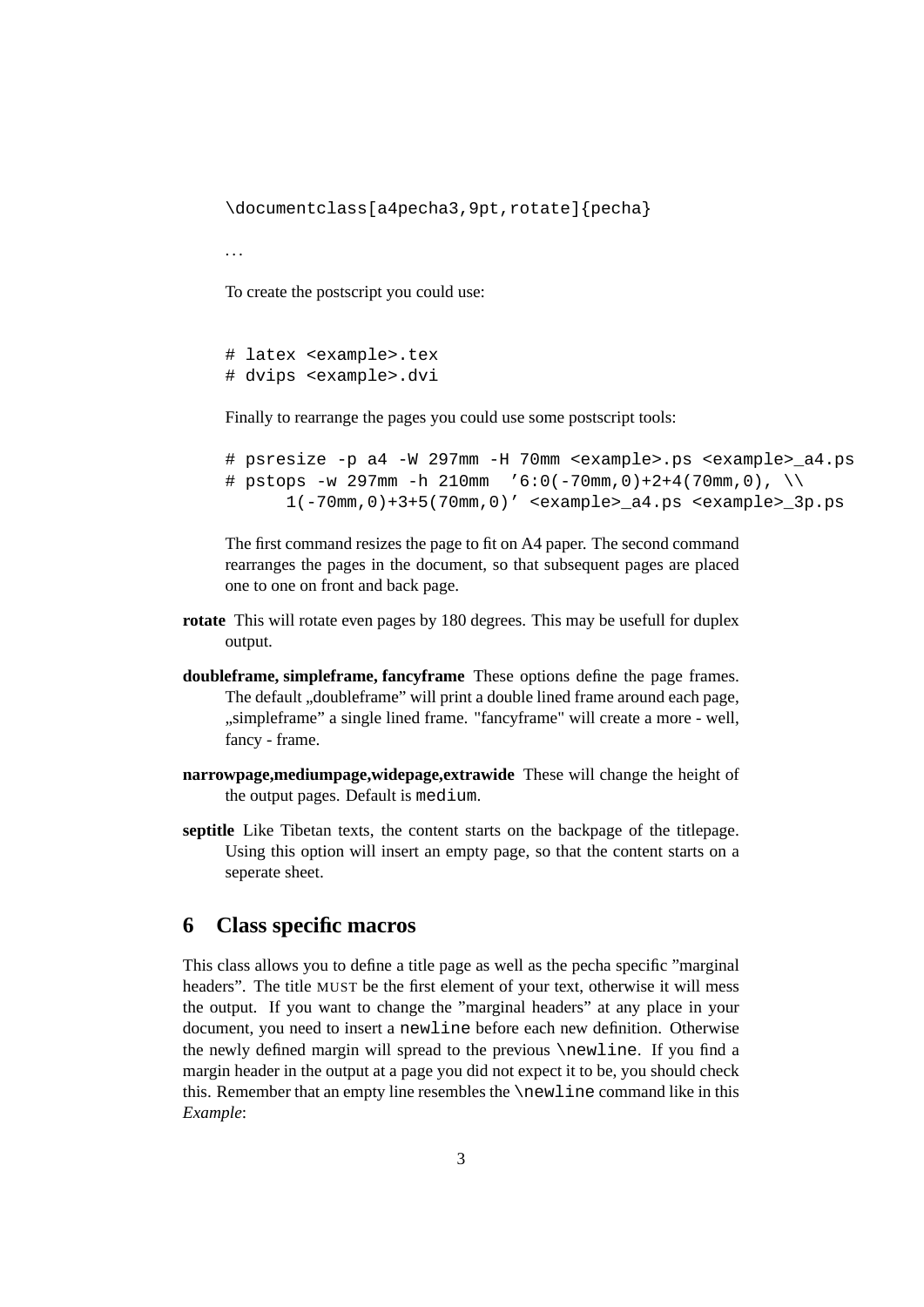```
\documentclass[a4pecha3,9pt,rotate]{pecha}
```

...

To create the postscript you could use:

```
# latex <example>.tex
# dvips <example>.dvi
```

Finally to rearrange the pages you could use some postscript tools:

```
# psresize -p a4 -W 297mm -H 70mm <example>.ps <example>_a4.ps
# pstops -w 297mm -h 210mm  '6:0(-70mm,0)+2+4(70mm,0), \\
      1(-70mm,0)+3+5(70mm,0)' <example>_a4.ps <example>_3p.ps
```

The first command resizes the page to fit on A4 paper. The second command rearranges the pages in the document, so that subsequent pages are placed one to one on front and back page.

**rotate** This will rotate even pages by 180 degrees. This may be usefull for duplex output.

**doubleframe, simpleframe, fancyframe** These options define the page frames. The default „doubleframe" will print a double lined frame around each page, „simpleframe" a single lined frame. "fancyframe" will create a more - well, fancy - frame.

**narrowpage,mediumpage,widepage,extrawide** These will change the height of the output pages. Default is `medium`.

**septitle** Like Tibetan texts, the content starts on the backpage of the titlepage. Using this option will insert an empty page, so that the content starts on a seperate sheet.

## 6 Class specific macros

This class allows you to define a title page as well as the pecha specific "marginal headers". The title MUST be the first element of your text, otherwise it will mess the output. If you want to change the "marginal headers" at any place in your document, you need to insert a `newline` before each new definition. Otherwise the newly defined margin will spread to the previous `\newline`. If you find a margin header in the output at a page you did not expect it to be, you should check this. Remember that an empty line resembles the `\newline` command like in this *Example*: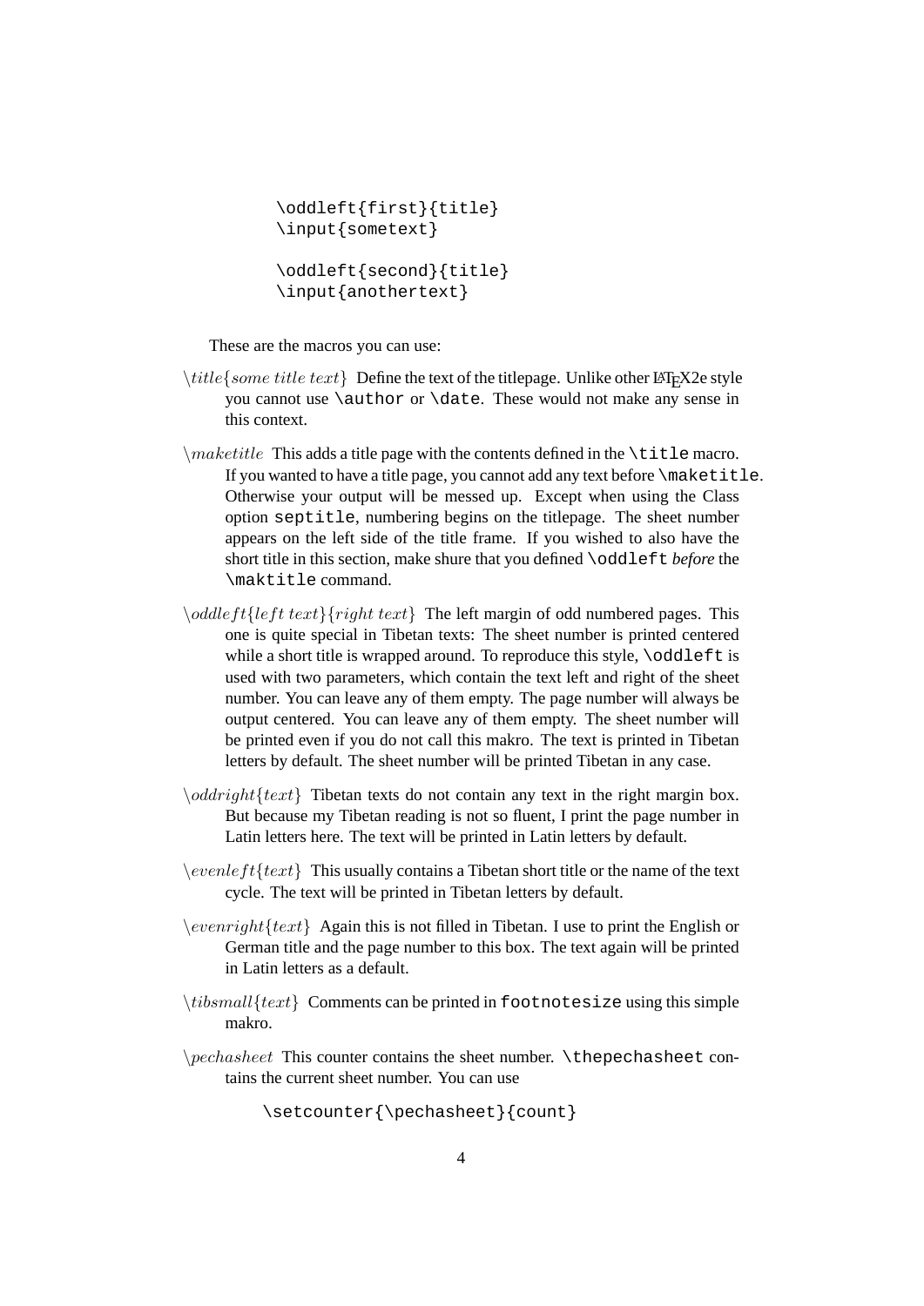```
\oddleft{first}{title}
\input{sometext}

\oddleft{second}{title}
\input{anothertext}
```

These are the macros you can use:

$\backslash title\{some\ title\ text\}$ Define the text of the titlepage. Unlike other LaTeX2e style you cannot use `\author` or `\date`. These would not make any sense in this context.

$\backslash maketitle$ This adds a title page with the contents defined in the `\title` macro. If you wanted to have a title page, you cannot add any text before `\maketitle`. Otherwise your output will be messed up. Except when using the Class option `septitle`, numbering begins on the titlepage. The sheet number appears on the left side of the title frame. If you wished to also have the short title in this section, make shure that you defined `\oddleft` *before* the `\maktitle` command.

$\backslash oddleft\{left\ text\}\{right\ text\}$ The left margin of odd numbered pages. This one is quite special in Tibetan texts: The sheet number is printed centered while a short title is wrapped around. To reproduce this style, `\oddleft` is used with two parameters, which contain the text left and right of the sheet number. You can leave any of them empty. The page number will always be output centered. You can leave any of them empty. The sheet number will be printed even if you do not call this makro. The text is printed in Tibetan letters by default. The sheet number will be printed Tibetan in any case.

$\backslash oddright\{text\}$ Tibetan texts do not contain any text in the right margin box. But because my Tibetan reading is not so fluent, I print the page number in Latin letters here. The text will be printed in Latin letters by default.

$\backslash evenleft\{text\}$ This usually contains a Tibetan short title or the name of the text cycle. The text will be printed in Tibetan letters by default.

$\backslash evenright\{text\}$ Again this is not filled in Tibetan. I use to print the English or German title and the page number to this box. The text again will be printed in Latin letters as a default.

$\backslash tibsmall\{text\}$ Comments can be printed in `footnotesize` using this simple makro.

$\backslash pechasheet$ This counter contains the sheet number. `\thepechasheet` contains the current sheet number. You can use

```
\setcounter{\pechasheet}{count}
```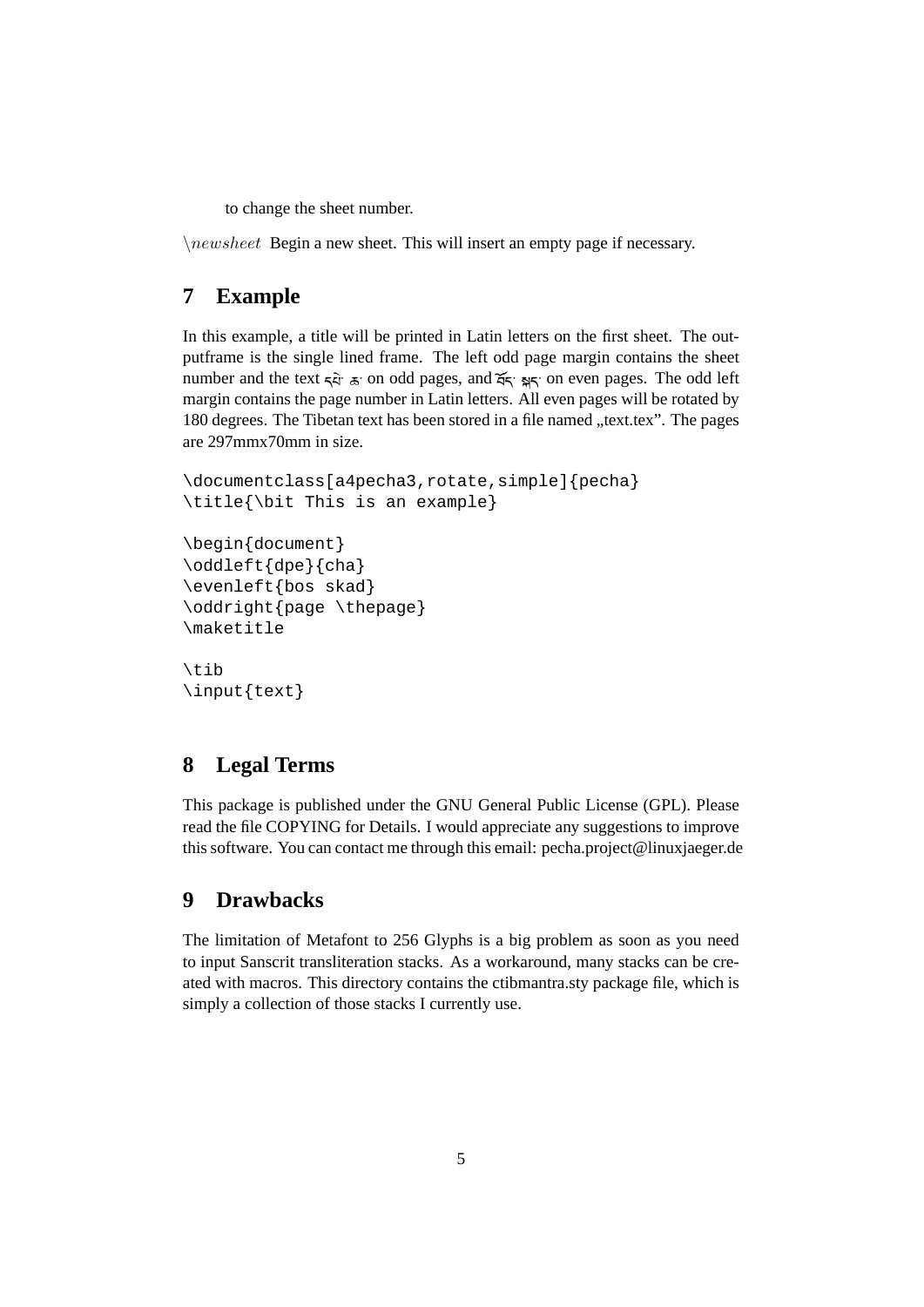to change the sheet number.

$\backslash newsheet$ Begin a new sheet. This will insert an empty page if necessary.

## 7 Example

In this example, a title will be printed in Latin letters on the first sheet. The outputframe is the single lined frame. The left odd page margin contains the sheet number and the text དཔེ་ ཆ་ on odd pages, and བོད་ སྐད་ on even pages. The odd left margin contains the page number in Latin letters. All even pages will be rotated by 180 degrees. The Tibetan text has been stored in a file named „text.tex". The pages are 297mmx70mm in size.

```
\documentclass[a4pecha3,rotate,simple]{pecha}
\title{\bit This is an example}

\begin{document}
\oddleft{dpe}{cha}
\evenleft{bos skad}
\oddright{page \thepage}
\maketitle

\tib
\input{text}
```

## 8 Legal Terms

This package is published under the GNU General Public License (GPL). Please read the file COPYING for Details. I would appreciate any suggestions to improve this software. You can contact me through this email: pecha.project@linuxjaeger.de

## 9 Drawbacks

The limitation of Metafont to 256 Glyphs is a big problem as soon as you need to input Sanscrit transliteration stacks. As a workaround, many stacks can be created with macros. This directory contains the ctibmantra.sty package file, which is simply a collection of those stacks I currently use.